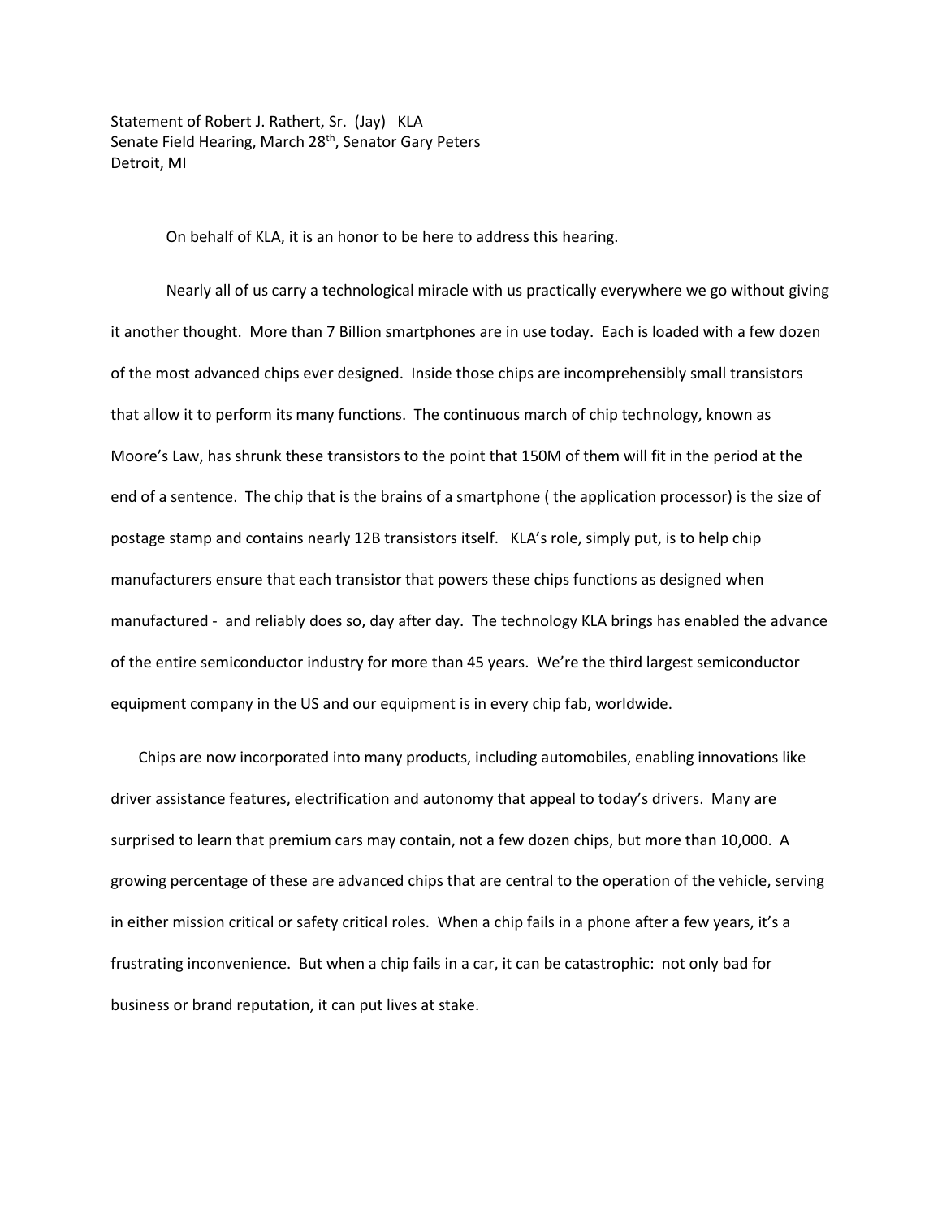Statement of Robert J. Rathert, Sr. (Jay) KLA
Senate Field Hearing, March 28th, Senator Gary Peters
Detroit, MI

On behalf of KLA, it is an honor to be here to address this hearing.

Nearly all of us carry a technological miracle with us practically everywhere we go without giving it another thought. More than 7 Billion smartphones are in use today. Each is loaded with a few dozen of the most advanced chips ever designed. Inside those chips are incomprehensibly small transistors that allow it to perform its many functions. The continuous march of chip technology, known as Moore's Law, has shrunk these transistors to the point that 150M of them will fit in the period at the end of a sentence. The chip that is the brains of a smartphone ( the application processor) is the size of postage stamp and contains nearly 12B transistors itself. KLA's role, simply put, is to help chip manufacturers ensure that each transistor that powers these chips functions as designed when manufactured - and reliably does so, day after day. The technology KLA brings has enabled the advance of the entire semiconductor industry for more than 45 years. We're the third largest semiconductor equipment company in the US and our equipment is in every chip fab, worldwide.

Chips are now incorporated into many products, including automobiles, enabling innovations like driver assistance features, electrification and autonomy that appeal to today's drivers. Many are surprised to learn that premium cars may contain, not a few dozen chips, but more than 10,000. A growing percentage of these are advanced chips that are central to the operation of the vehicle, serving in either mission critical or safety critical roles. When a chip fails in a phone after a few years, it's a frustrating inconvenience. But when a chip fails in a car, it can be catastrophic: not only bad for business or brand reputation, it can put lives at stake.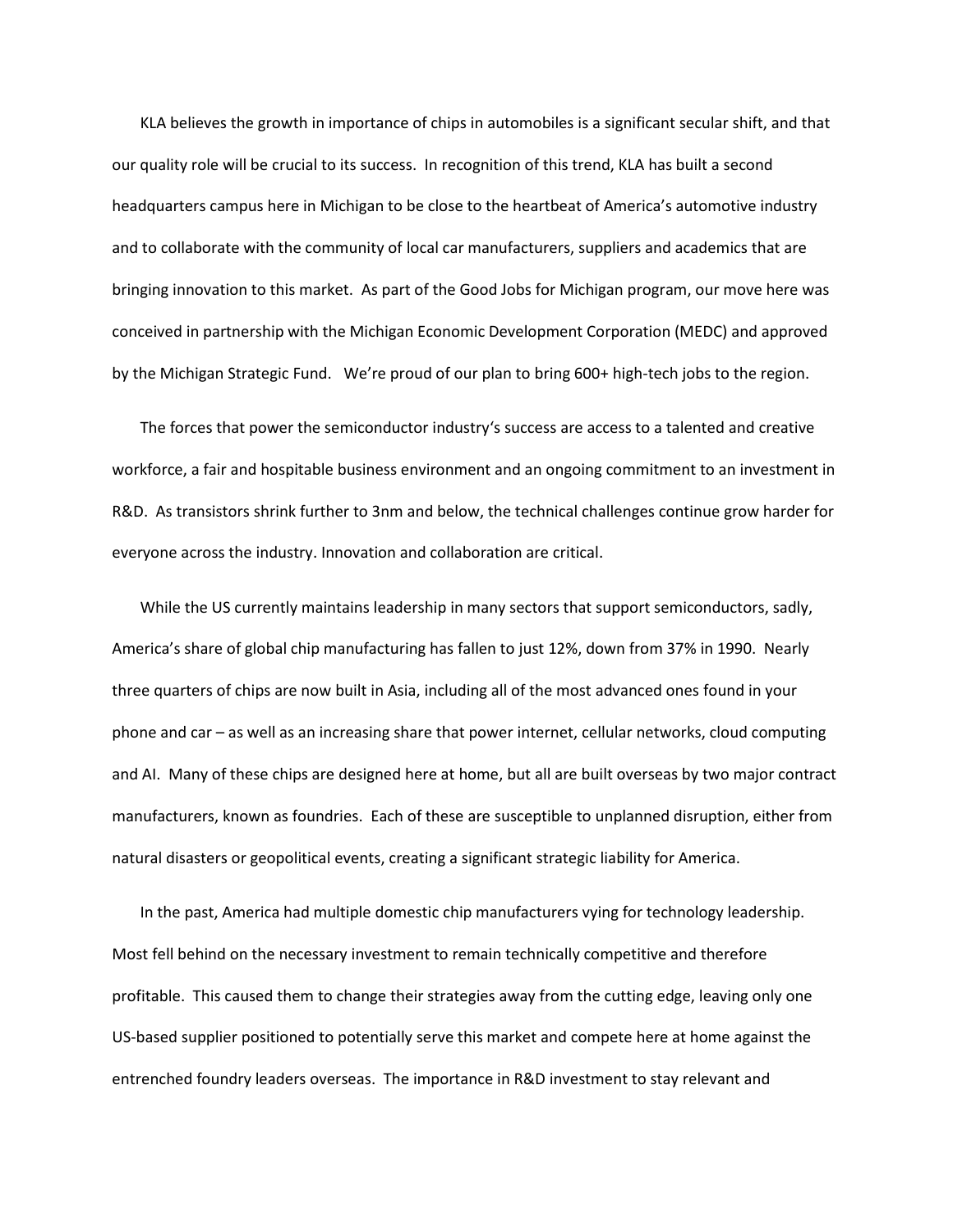KLA believes the growth in importance of chips in automobiles is a significant secular shift, and that our quality role will be crucial to its success. In recognition of this trend, KLA has built a second headquarters campus here in Michigan to be close to the heartbeat of America's automotive industry and to collaborate with the community of local car manufacturers, suppliers and academics that are bringing innovation to this market. As part of the Good Jobs for Michigan program, our move here was conceived in partnership with the Michigan Economic Development Corporation (MEDC) and approved by the Michigan Strategic Fund. We're proud of our plan to bring 600+ high-tech jobs to the region.

The forces that power the semiconductor industry's success are access to a talented and creative workforce, a fair and hospitable business environment and an ongoing commitment to an investment in R&D. As transistors shrink further to 3nm and below, the technical challenges continue grow harder for everyone across the industry. Innovation and collaboration are critical.

While the US currently maintains leadership in many sectors that support semiconductors, sadly, America's share of global chip manufacturing has fallen to just 12%, down from 37% in 1990. Nearly three quarters of chips are now built in Asia, including all of the most advanced ones found in your phone and car – as well as an increasing share that power internet, cellular networks, cloud computing and AI. Many of these chips are designed here at home, but all are built overseas by two major contract manufacturers, known as foundries. Each of these are susceptible to unplanned disruption, either from natural disasters or geopolitical events, creating a significant strategic liability for America.

In the past, America had multiple domestic chip manufacturers vying for technology leadership. Most fell behind on the necessary investment to remain technically competitive and therefore profitable. This caused them to change their strategies away from the cutting edge, leaving only one US-based supplier positioned to potentially serve this market and compete here at home against the entrenched foundry leaders overseas. The importance in R&D investment to stay relevant and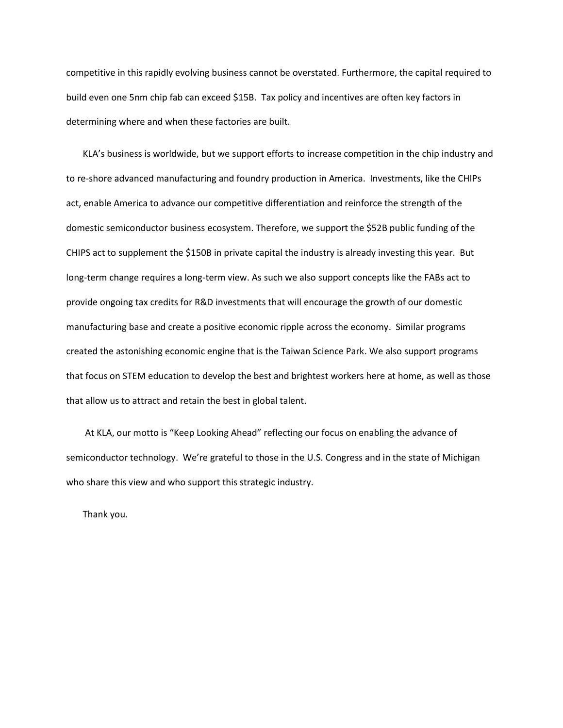competitive in this rapidly evolving business cannot be overstated. Furthermore, the capital required to build even one 5nm chip fab can exceed $15B. Tax policy and incentives are often key factors in determining where and when these factories are built.

KLA's business is worldwide, but we support efforts to increase competition in the chip industry and to re-shore advanced manufacturing and foundry production in America. Investments, like the CHIPs act, enable America to advance our competitive differentiation and reinforce the strength of the domestic semiconductor business ecosystem. Therefore, we support the $52B public funding of the CHIPS act to supplement the $150B in private capital the industry is already investing this year. But long-term change requires a long-term view. As such we also support concepts like the FABs act to provide ongoing tax credits for R&D investments that will encourage the growth of our domestic manufacturing base and create a positive economic ripple across the economy. Similar programs created the astonishing economic engine that is the Taiwan Science Park. We also support programs that focus on STEM education to develop the best and brightest workers here at home, as well as those that allow us to attract and retain the best in global talent.

At KLA, our motto is "Keep Looking Ahead" reflecting our focus on enabling the advance of semiconductor technology. We're grateful to those in the U.S. Congress and in the state of Michigan who share this view and who support this strategic industry.

Thank you.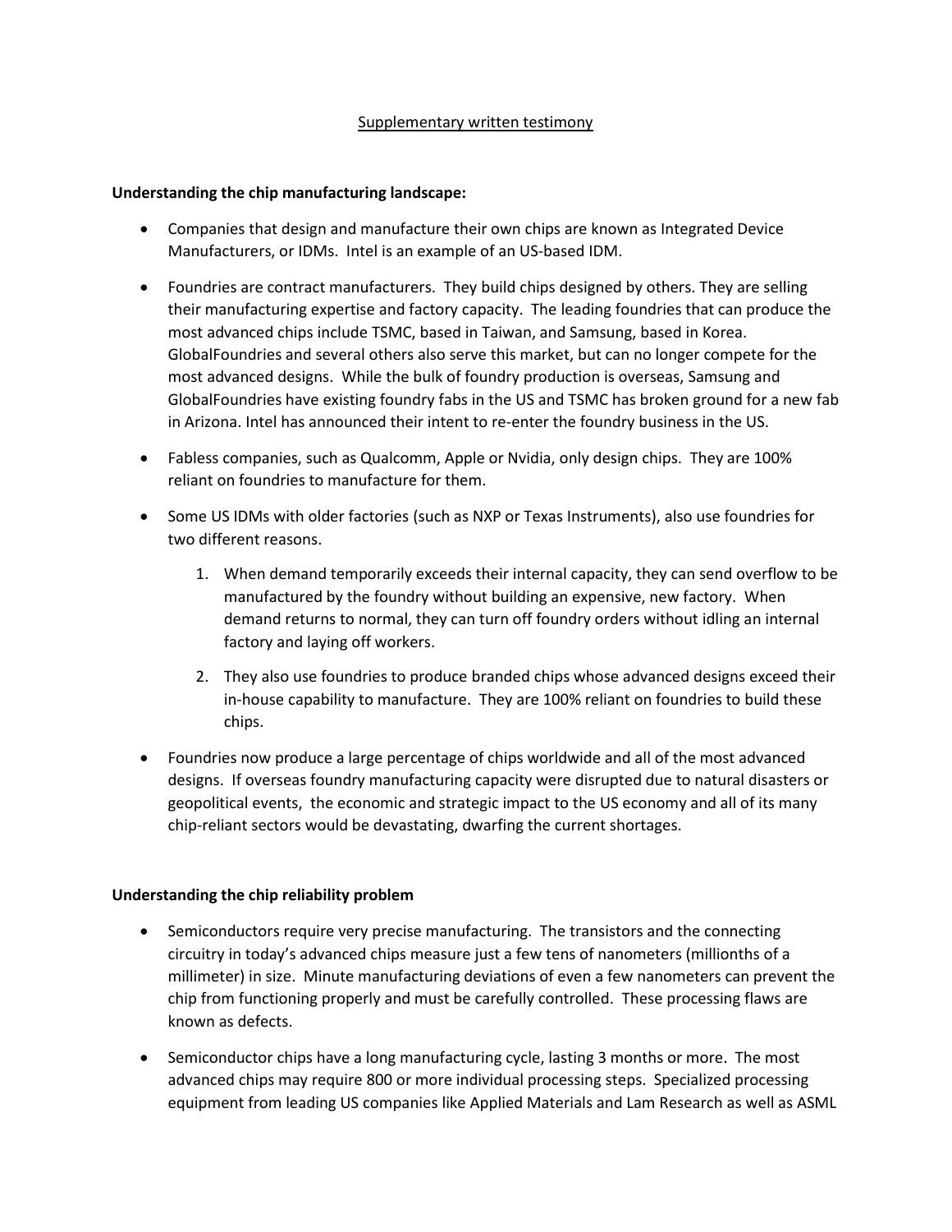Supplementary written testimony

**Understanding the chip manufacturing landscape:**

- Companies that design and manufacture their own chips are known as Integrated Device Manufacturers, or IDMs. Intel is an example of an US-based IDM.
- Foundries are contract manufacturers. They build chips designed by others. They are selling their manufacturing expertise and factory capacity. The leading foundries that can produce the most advanced chips include TSMC, based in Taiwan, and Samsung, based in Korea. GlobalFoundries and several others also serve this market, but can no longer compete for the most advanced designs. While the bulk of foundry production is overseas, Samsung and GlobalFoundries have existing foundry fabs in the US and TSMC has broken ground for a new fab in Arizona. Intel has announced their intent to re-enter the foundry business in the US.
- Fabless companies, such as Qualcomm, Apple or Nvidia, only design chips. They are 100% reliant on foundries to manufacture for them.
- Some US IDMs with older factories (such as NXP or Texas Instruments), also use foundries for two different reasons.
    1. When demand temporarily exceeds their internal capacity, they can send overflow to be manufactured by the foundry without building an expensive, new factory. When demand returns to normal, they can turn off foundry orders without idling an internal factory and laying off workers.
    2. They also use foundries to produce branded chips whose advanced designs exceed their in-house capability to manufacture. They are 100% reliant on foundries to build these chips.
- Foundries now produce a large percentage of chips worldwide and all of the most advanced designs. If overseas foundry manufacturing capacity were disrupted due to natural disasters or geopolitical events, the economic and strategic impact to the US economy and all of its many chip-reliant sectors would be devastating, dwarfing the current shortages.

**Understanding the chip reliability problem**

- Semiconductors require very precise manufacturing. The transistors and the connecting circuitry in today's advanced chips measure just a few tens of nanometers (millionths of a millimeter) in size. Minute manufacturing deviations of even a few nanometers can prevent the chip from functioning properly and must be carefully controlled. These processing flaws are known as defects.
- Semiconductor chips have a long manufacturing cycle, lasting 3 months or more. The most advanced chips may require 800 or more individual processing steps. Specialized processing equipment from leading US companies like Applied Materials and Lam Research as well as ASML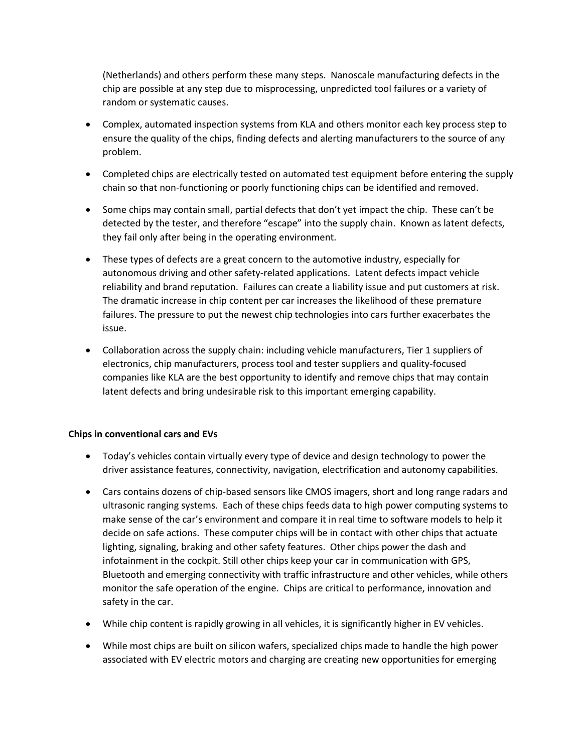(Netherlands) and others perform these many steps. Nanoscale manufacturing defects in the chip are possible at any step due to misprocessing, unpredicted tool failures or a variety of random or systematic causes.

- Complex, automated inspection systems from KLA and others monitor each key process step to ensure the quality of the chips, finding defects and alerting manufacturers to the source of any problem.
- Completed chips are electrically tested on automated test equipment before entering the supply chain so that non-functioning or poorly functioning chips can be identified and removed.
- Some chips may contain small, partial defects that don't yet impact the chip. These can't be detected by the tester, and therefore "escape" into the supply chain. Known as latent defects, they fail only after being in the operating environment.
- These types of defects are a great concern to the automotive industry, especially for autonomous driving and other safety-related applications. Latent defects impact vehicle reliability and brand reputation. Failures can create a liability issue and put customers at risk. The dramatic increase in chip content per car increases the likelihood of these premature failures. The pressure to put the newest chip technologies into cars further exacerbates the issue.
- Collaboration across the supply chain: including vehicle manufacturers, Tier 1 suppliers of electronics, chip manufacturers, process tool and tester suppliers and quality-focused companies like KLA are the best opportunity to identify and remove chips that may contain latent defects and bring undesirable risk to this important emerging capability.

**Chips in conventional cars and EVs**

- Today's vehicles contain virtually every type of device and design technology to power the driver assistance features, connectivity, navigation, electrification and autonomy capabilities.
- Cars contains dozens of chip-based sensors like CMOS imagers, short and long range radars and ultrasonic ranging systems. Each of these chips feeds data to high power computing systems to make sense of the car's environment and compare it in real time to software models to help it decide on safe actions. These computer chips will be in contact with other chips that actuate lighting, signaling, braking and other safety features. Other chips power the dash and infotainment in the cockpit. Still other chips keep your car in communication with GPS, Bluetooth and emerging connectivity with traffic infrastructure and other vehicles, while others monitor the safe operation of the engine. Chips are critical to performance, innovation and safety in the car.
- While chip content is rapidly growing in all vehicles, it is significantly higher in EV vehicles.
- While most chips are built on silicon wafers, specialized chips made to handle the high power associated with EV electric motors and charging are creating new opportunities for emerging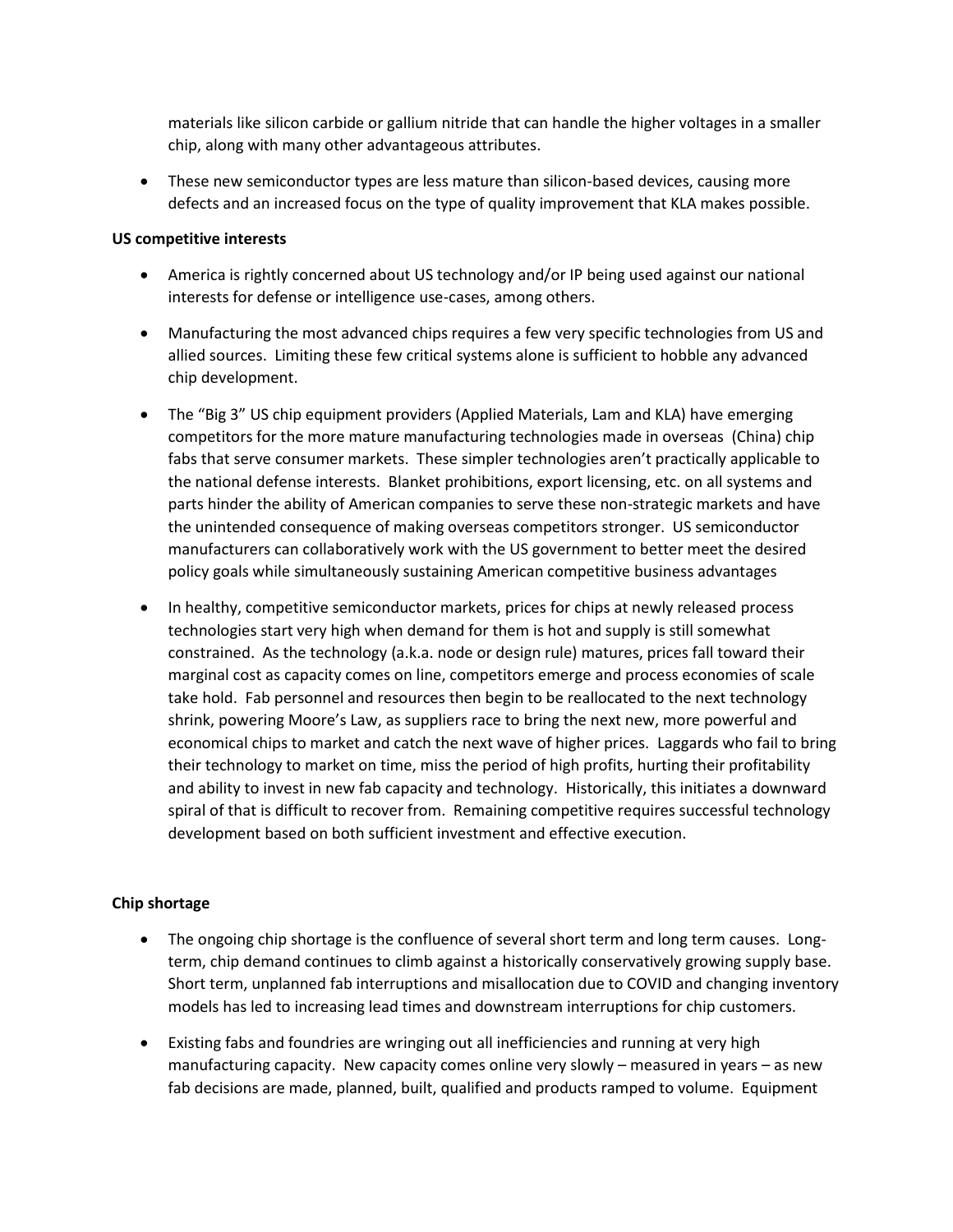materials like silicon carbide or gallium nitride that can handle the higher voltages in a smaller chip, along with many other advantageous attributes.

- These new semiconductor types are less mature than silicon-based devices, causing more defects and an increased focus on the type of quality improvement that KLA makes possible.

**US competitive interests**

- America is rightly concerned about US technology and/or IP being used against our national interests for defense or intelligence use-cases, among others.
- Manufacturing the most advanced chips requires a few very specific technologies from US and allied sources. Limiting these few critical systems alone is sufficient to hobble any advanced chip development.
- The "Big 3" US chip equipment providers (Applied Materials, Lam and KLA) have emerging competitors for the more mature manufacturing technologies made in overseas (China) chip fabs that serve consumer markets. These simpler technologies aren't practically applicable to the national defense interests. Blanket prohibitions, export licensing, etc. on all systems and parts hinder the ability of American companies to serve these non-strategic markets and have the unintended consequence of making overseas competitors stronger. US semiconductor manufacturers can collaboratively work with the US government to better meet the desired policy goals while simultaneously sustaining American competitive business advantages
- In healthy, competitive semiconductor markets, prices for chips at newly released process technologies start very high when demand for them is hot and supply is still somewhat constrained. As the technology (a.k.a. node or design rule) matures, prices fall toward their marginal cost as capacity comes on line, competitors emerge and process economies of scale take hold. Fab personnel and resources then begin to be reallocated to the next technology shrink, powering Moore's Law, as suppliers race to bring the next new, more powerful and economical chips to market and catch the next wave of higher prices. Laggards who fail to bring their technology to market on time, miss the period of high profits, hurting their profitability and ability to invest in new fab capacity and technology. Historically, this initiates a downward spiral of that is difficult to recover from. Remaining competitive requires successful technology development based on both sufficient investment and effective execution.

**Chip shortage**

- The ongoing chip shortage is the confluence of several short term and long term causes. Long-term, chip demand continues to climb against a historically conservatively growing supply base. Short term, unplanned fab interruptions and misallocation due to COVID and changing inventory models has led to increasing lead times and downstream interruptions for chip customers.
- Existing fabs and foundries are wringing out all inefficiencies and running at very high manufacturing capacity. New capacity comes online very slowly – measured in years – as new fab decisions are made, planned, built, qualified and products ramped to volume. Equipment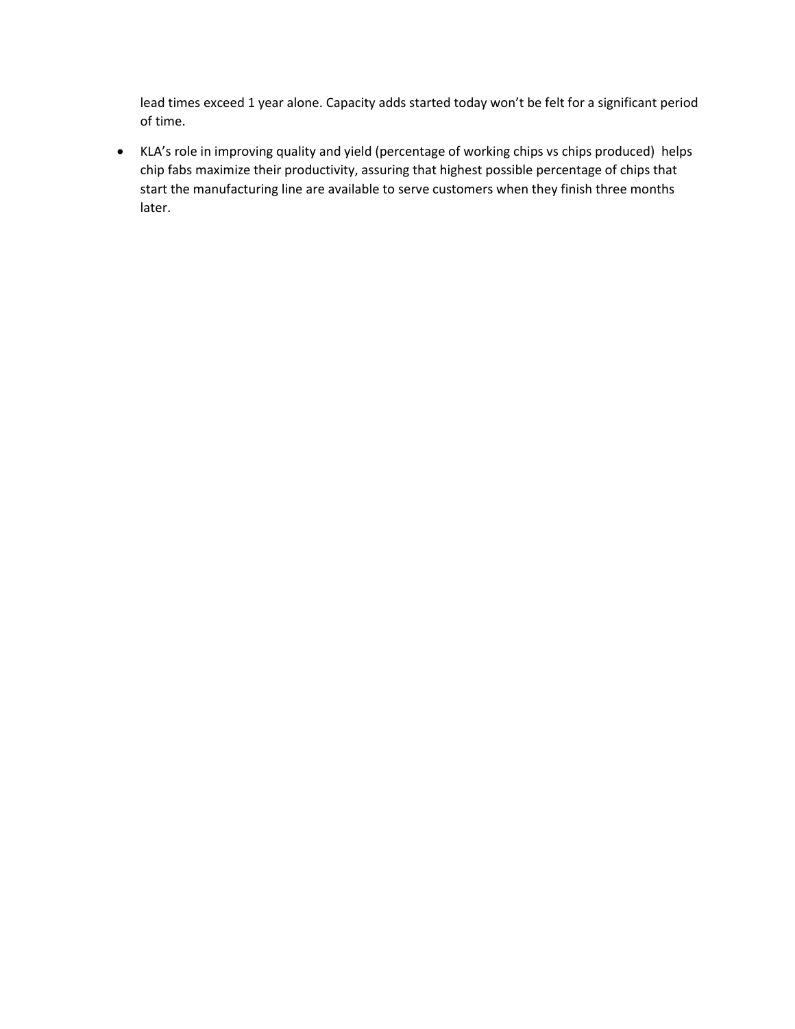lead times exceed 1 year alone. Capacity adds started today won't be felt for a significant period of time.

- KLA's role in improving quality and yield (percentage of working chips vs chips produced) helps chip fabs maximize their productivity, assuring that highest possible percentage of chips that start the manufacturing line are available to serve customers when they finish three months later.